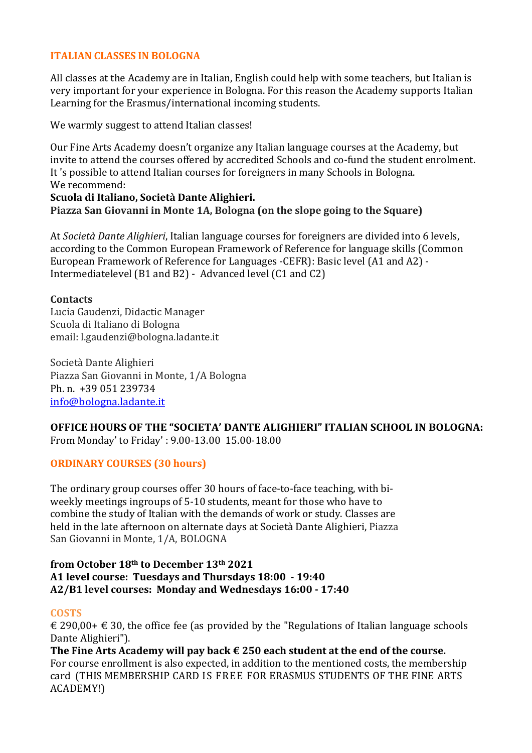## ITALIAN CLASSES IN BOLOGNA

All classes at the Academy are in Italian, English could help with some teachers, but Italian is very important for your experience in Bologna. For this reason the Academy supports Italian Learning for the Erasmus/international incoming students.

We warmly suggest to attend Italian classes!

Our Fine Arts Academy doesn't organize any Italian language courses at the Academy, but invite to attend the courses offered by accredited Schools and co-fund the student enrolment. It 's possible to attend Italian courses for foreigners in many Schools in Bologna.
We recommend:
**Scuola di Italiano, Società Dante Alighieri.**
**Piazza San Giovanni in Monte 1A, Bologna (on the slope going to the Square)**

At *Società Dante Alighieri*, Italian language courses for foreigners are divided into 6 levels, according to the Common European Framework of Reference for language skills (Common European Framework of Reference for Languages -CEFR): Basic level (A1 and A2) - Intermediatelevel (B1 and B2) - Advanced level (C1 and C2)

**Contacts**
Lucia Gaudenzi, Didactic Manager
Scuola di Italiano di Bologna
email: l.gaudenzi@bologna.ladante.it

Società Dante Alighieri
Piazza San Giovanni in Monte, 1/A Bologna
Ph. n. +39 051 239734
info@bologna.ladante.it

**OFFICE HOURS OF THE "SOCIETA' DANTE ALIGHIERI" ITALIAN SCHOOL IN BOLOGNA:**
From Monday' to Friday' : 9.00-13.00 15.00-18.00

## ORDINARY COURSES (30 hours)

The ordinary group courses offer 30 hours of face-to-face teaching, with bi-weekly meetings ingroups of 5-10 students, meant for those who have to combine the study of Italian with the demands of work or study. Classes are held in the late afternoon on alternate days at Società Dante Alighieri, Piazza San Giovanni in Monte, 1/A, BOLOGNA

**from October 18th to December 13th 2021**
**A1 level course: Tuesdays and Thursdays 18:00 - 19:40**
**A2/B1 level courses: Monday and Wednesdays 16:00 - 17:40**

### COSTS

€ 290,00+ € 30, the office fee (as provided by the "Regulations of Italian language schools Dante Alighieri").
**The Fine Arts Academy will pay back € 250 each student at the end of the course.**
For course enrollment is also expected, in addition to the mentioned costs, the membership card (THIS MEMBERSHIP CARD IS FREE FOR ERASMUS STUDENTS OF THE FINE ARTS ACADEMY!)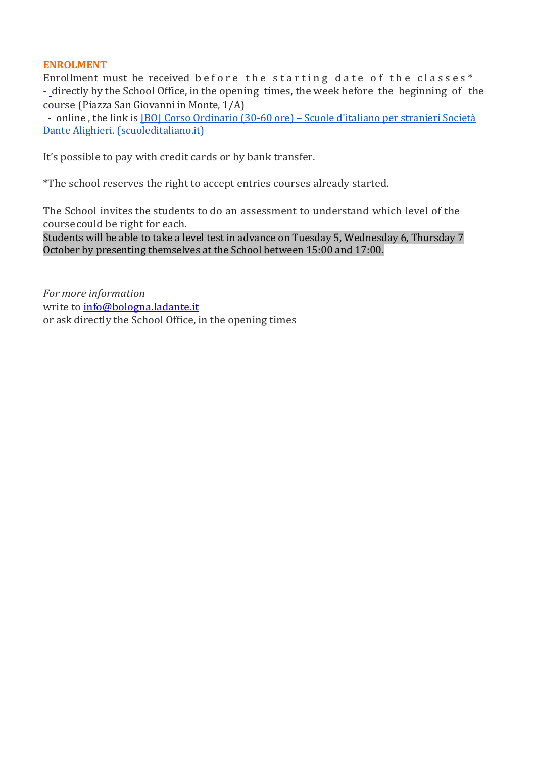## ENROLMENT

Enrollment must be received before the starting date of the classes*

- directly by the School Office, in the opening times, the week before the beginning of the course (Piazza San Giovanni in Monte, 1/A)
- online , the link is [BO] Corso Ordinario (30-60 ore) – Scuole d'italiano per stranieri Società Dante Alighieri. (scuoleditaliano.it)

It's possible to pay with credit cards or by bank transfer.

*The school reserves the right to accept entries courses already started.

The School invites the students to do an assessment to understand which level of the course could be right for each.
Students will be able to take a level test in advance on Tuesday 5, Wednesday 6, Thursday 7 October by presenting themselves at the School between 15:00 and 17:00.

*For more information*
write to info@bologna.ladante.it
or ask directly the School Office, in the opening times